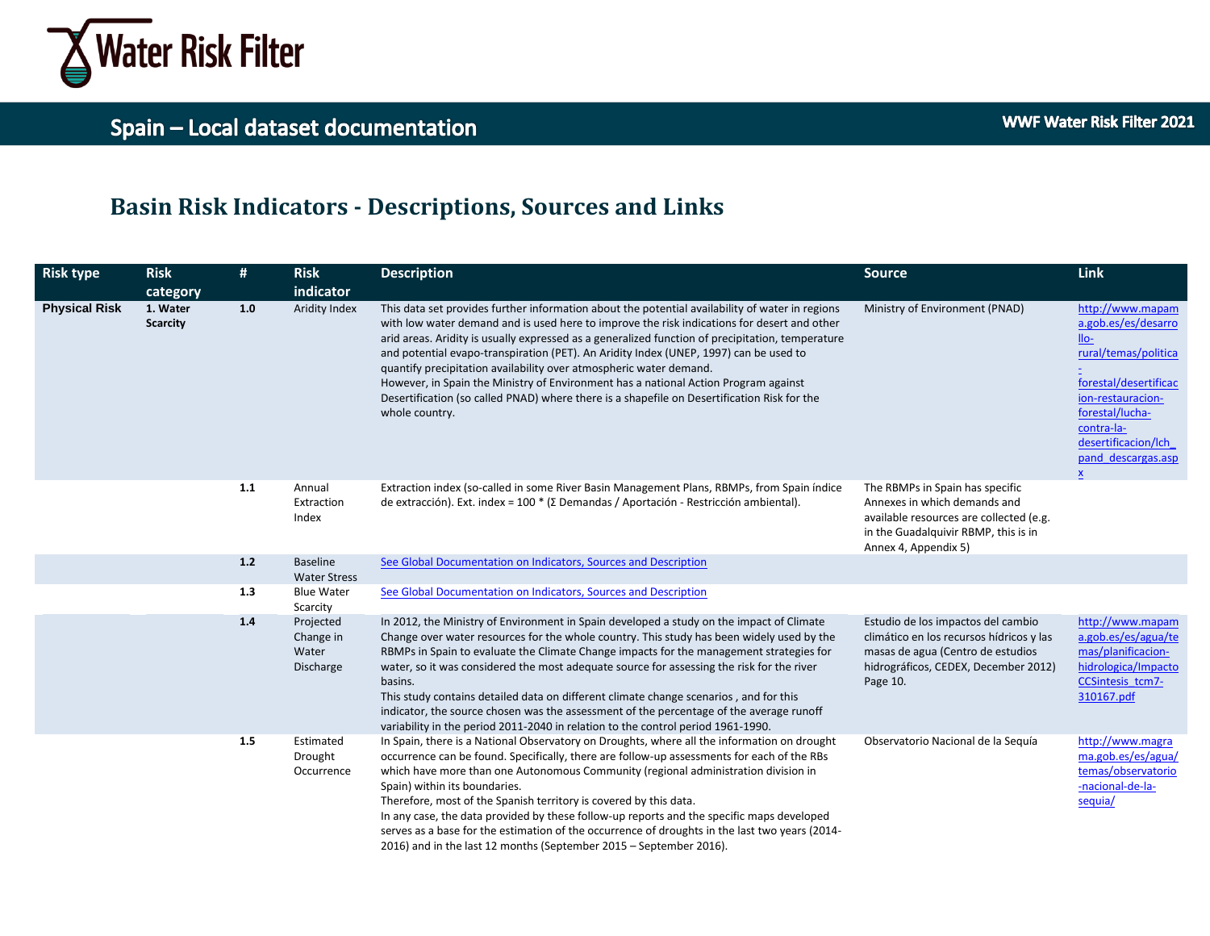# Water Risk Filter

## Spain – Local dataset documentation

WWF Water Risk Filter 2021

## Basin Risk Indicators - Descriptions, Sources and Links

| Risk type | Risk category | # | Risk indicator | Description | Source | Link |
|---|---|---|---|---|---|---|
| **Physical Risk** | **1. Water Scarcity** | **1.0** | Aridity Index | This data set provides further information about the potential availability of water in regions with low water demand and is used here to improve the risk indications for desert and other arid areas. Aridity is usually expressed as a generalized function of precipitation, temperature and potential evapo-transpiration (PET). An Aridity Index (UNEP, 1997) can be used to quantify precipitation availability over atmospheric water demand.<br>However, in Spain the Ministry of Environment has a national Action Program against Desertification (so called PNAD) where there is a shapefile on Desertification Risk for the whole country. | Ministry of Environment (PNAD) | http://www.mapama.gob.es/es/desarrollo-rural/temas/politica-forestal/desertificacion-restauracion-forestal/lucha-contra-la-desertificacion/lch_pand_descargas.aspx |
| | | **1.1** | Annual Extraction Index | Extraction index (so-called in some River Basin Management Plans, RBMPs, from Spain índice de extracción). Ext. index = 100 * (Σ Demandas / Aportación - Restricción ambiental). | The RBMPs in Spain has specific Annexes in which demands and available resources are collected (e.g. in the Guadalquivir RBMP, this is in Annex 4, Appendix 5) | |
| | | **1.2** | Baseline Water Stress | See Global Documentation on Indicators, Sources and Description | | |
| | | **1.3** | Blue Water Scarcity | See Global Documentation on Indicators, Sources and Description | | |
| | | **1.4** | Projected Change in Water Discharge | In 2012, the Ministry of Environment in Spain developed a study on the impact of Climate Change over water resources for the whole country. This study has been widely used by the RBMPs in Spain to evaluate the Climate Change impacts for the management strategies for water, so it was considered the most adequate source for assessing the risk for the river basins.<br>This study contains detailed data on different climate change scenarios , and for this indicator, the source chosen was the assessment of the percentage of the average runoff variability in the period 2011-2040 in relation to the control period 1961-1990. | Estudio de los impactos del cambio climático en los recursos hídricos y las masas de agua (Centro de estudios hidrográficos, CEDEX, December 2012) Page 10. | http://www.mapama.gob.es/es/agua/temas/planificacion-hidrologica/ImpactoCCSintesis_tcm7-310167.pdf |
| | | **1.5** | Estimated Drought Occurrence | In Spain, there is a National Observatory on Droughts, where all the information on drought occurrence can be found. Specifically, there are follow-up assessments for each of the RBs which have more than one Autonomous Community (regional administration division in Spain) within its boundaries.<br>Therefore, most of the Spanish territory is covered by this data.<br>In any case, the data provided by these follow-up reports and the specific maps developed serves as a base for the estimation of the occurrence of droughts in the last two years (2014-2016) and in the last 12 months (September 2015 – September 2016). | Observatorio Nacional de la Sequía | http://www.magrama.gob.es/es/agua/temas/observatorio-nacional-de-la-sequia/ |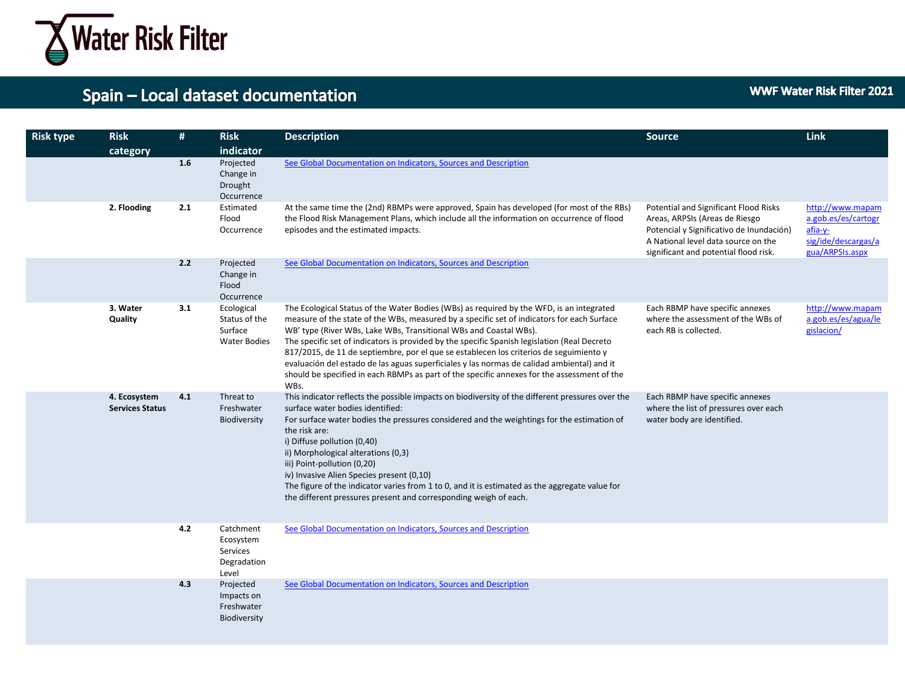# Spain – Local dataset documentation

| Risk type | Risk category | # | Risk indicator | Description | Source | Link |
|---|---|---|---|---|---|---|
| | | 1.6 | Projected Change in Drought Occurrence | See Global Documentation on Indicators, Sources and Description | | |
| | 2. Flooding | 2.1 | Estimated Flood Occurrence | At the same time the (2nd) RBMPs were approved, Spain has developed (for most of the RBs) the Flood Risk Management Plans, which include all the information on occurrence of flood episodes and the estimated impacts. | Potential and Significant Flood Risks Areas, ARPSIs (Areas de Riesgo Potencial y Significativo de Inundación) A National level data source on the significant and potential flood risk. | http://www.mapama.gob.es/es/cartografia-y-sig/ide/descargas/agua/ARPSIs.aspx |
| | | 2.2 | Projected Change in Flood Occurrence | See Global Documentation on Indicators, Sources and Description | | |
| | 3. Water Quality | 3.1 | Ecological Status of the Surface Water Bodies | The Ecological Status of the Water Bodies (WBs) as required by the WFD, is an integrated measure of the state of the WBs, measured by a specific set of indicators for each Surface WB' type (River WBs, Lake WBs, Transitional WBs and Coastal WBs).<br>The specific set of indicators is provided by the specific Spanish legislation (Real Decreto 817/2015, de 11 de septiembre, por el que se establecen los criterios de seguimiento y evaluación del estado de las aguas superficiales y las normas de calidad ambiental) and it should be specified in each RBMPs as part of the specific annexes for the assessment of the WBs. | Each RBMP have specific annexes where the assessment of the WBs of each RB is collected. | http://www.mapama.gob.es/es/agua/legislacion/ |
| | 4. Ecosystem Services Status | 4.1 | Threat to Freshwater Biodiversity | This indicator reflects the possible impacts on biodiversity of the different pressures over the surface water bodies identified:<br>For surface water bodies the pressures considered and the weightings for the estimation of the risk are:<br>i) Diffuse pollution (0,40)<br>ii) Morphological alterations (0,3)<br>iii) Point-pollution (0,20)<br>iv) Invasive Alien Species present (0,10)<br>The figure of the indicator varies from 1 to 0, and it is estimated as the aggregate value for the different pressures present and corresponding weigh of each. | Each RBMP have specific annexes where the list of pressures over each water body are identified. | |
| | | 4.2 | Catchment Ecosystem Services Degradation Level | See Global Documentation on Indicators, Sources and Description | | |
| | | 4.3 | Projected Impacts on Freshwater Biodiversity | See Global Documentation on Indicators, Sources and Description | | |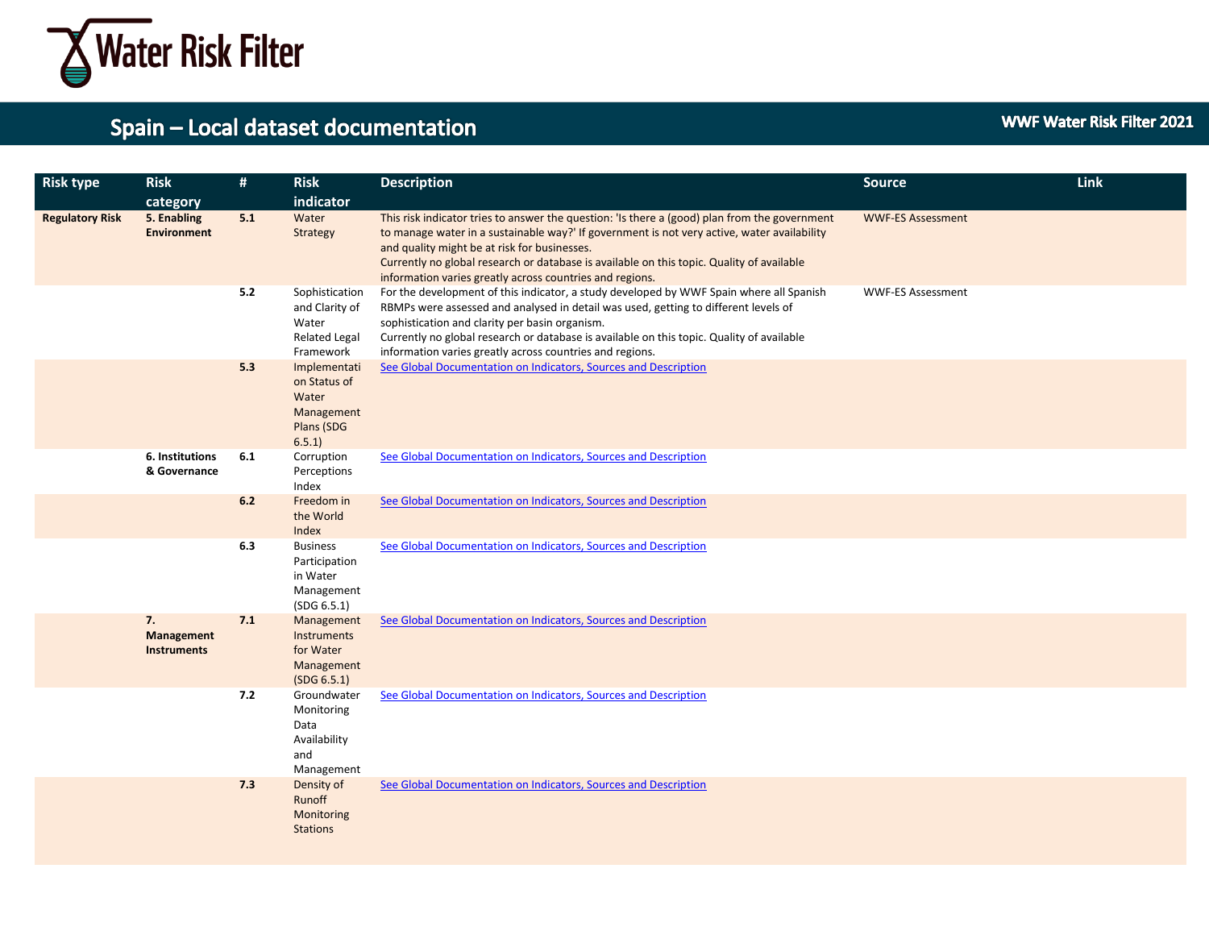## Spain – Local dataset documentation

WWF Water Risk Filter 2021

| Risk type | Risk category | # | Risk indicator | Description | Source | Link |
|---|---|---|---|---|---|---|
| **Regulatory Risk** | **5. Enabling Environment** | **5.1** | Water Strategy | This risk indicator tries to answer the question: 'Is there a (good) plan from the government to manage water in a sustainable way?' If government is not very active, water availability and quality might be at risk for businesses.<br>Currently no global research or database is available on this topic. Quality of available information varies greatly across countries and regions. | WWF-ES Assessment | |
| | | **5.2** | Sophistication and Clarity of Water Related Legal Framework | For the development of this indicator, a study developed by WWF Spain where all Spanish RBMPs were assessed and analysed in detail was used, getting to different levels of sophistication and clarity per basin organism.<br>Currently no global research or database is available on this topic. Quality of available information varies greatly across countries and regions. | WWF-ES Assessment | |
| | | **5.3** | Implementation Status of Water Management Plans (SDG 6.5.1) | See Global Documentation on Indicators, Sources and Description | | |
| | **6. Institutions & Governance** | **6.1** | Corruption Perceptions Index | See Global Documentation on Indicators, Sources and Description | | |
| | | **6.2** | Freedom in the World Index | See Global Documentation on Indicators, Sources and Description | | |
| | | **6.3** | Business Participation in Water Management (SDG 6.5.1) | See Global Documentation on Indicators, Sources and Description | | |
| | **7. Management Instruments** | **7.1** | Management Instruments for Water Management (SDG 6.5.1) | See Global Documentation on Indicators, Sources and Description | | |
| | | **7.2** | Groundwater Monitoring Data Availability and Management | See Global Documentation on Indicators, Sources and Description | | |
| | | **7.3** | Density of Runoff Monitoring Stations | See Global Documentation on Indicators, Sources and Description | | |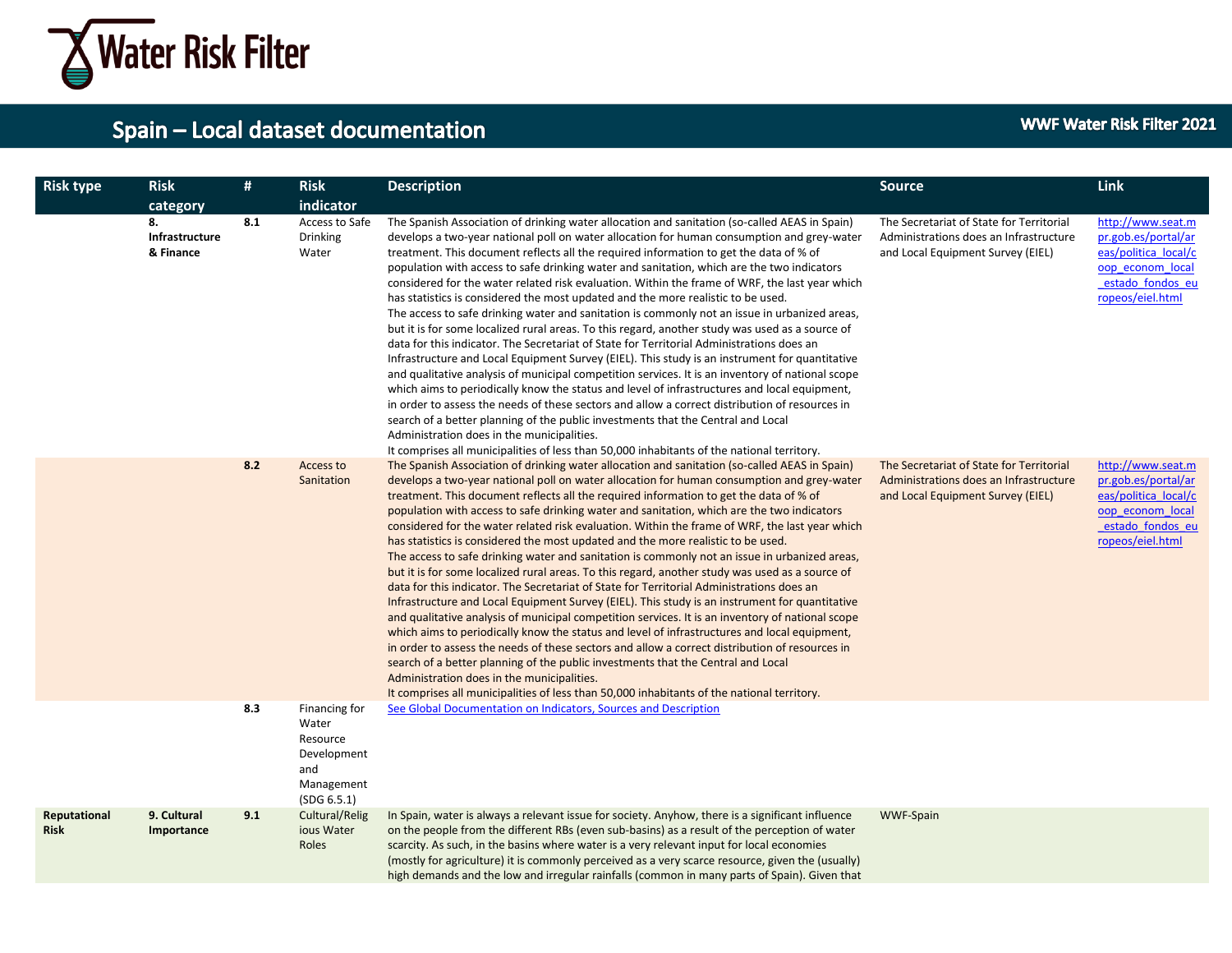# Spain – Local dataset documentation

| Risk type | Risk category | # | Risk indicator | Description | Source | Link |
|---|---|---|---|---|---|---|
| | **8. Infrastructure & Finance** | **8.1** | Access to Safe Drinking Water | The Spanish Association of drinking water allocation and sanitation (so-called AEAS in Spain) develops a two-year national poll on water allocation for human consumption and grey-water treatment. This document reflects all the required information to get the data of % of population with access to safe drinking water and sanitation, which are the two indicators considered for the water related risk evaluation. Within the frame of WRF, the last year which has statistics is considered the most updated and the more realistic to be used.<br>The access to safe drinking water and sanitation is commonly not an issue in urbanized areas, but it is for some localized rural areas. To this regard, another study was used as a source of data for this indicator. The Secretariat of State for Territorial Administrations does an Infrastructure and Local Equipment Survey (EIEL). This study is an instrument for quantitative and qualitative analysis of municipal competition services. It is an inventory of national scope which aims to periodically know the status and level of infrastructures and local equipment, in order to assess the needs of these sectors and allow a correct distribution of resources in search of a better planning of the public investments that the Central and Local Administration does in the municipalities.<br>It comprises all municipalities of less than 50,000 inhabitants of the national territory. | The Secretariat of State for Territorial Administrations does an Infrastructure and Local Equipment Survey (EIEL) | http://www.seat.mpr.gob.es/portal/areas/politica_local/coop_econom_local_estado_fondos_europeos/eiel.html |
| | | **8.2** | Access to Sanitation | The Spanish Association of drinking water allocation and sanitation (so-called AEAS in Spain) develops a two-year national poll on water allocation for human consumption and grey-water treatment. This document reflects all the required information to get the data of % of population with access to safe drinking water and sanitation, which are the two indicators considered for the water related risk evaluation. Within the frame of WRF, the last year which has statistics is considered the most updated and the more realistic to be used.<br>The access to safe drinking water and sanitation is commonly not an issue in urbanized areas, but it is for some localized rural areas. To this regard, another study was used as a source of data for this indicator. The Secretariat of State for Territorial Administrations does an Infrastructure and Local Equipment Survey (EIEL). This study is an instrument for quantitative and qualitative analysis of municipal competition services. It is an inventory of national scope which aims to periodically know the status and level of infrastructures and local equipment, in order to assess the needs of these sectors and allow a correct distribution of resources in search of a better planning of the public investments that the Central and Local Administration does in the municipalities.<br>It comprises all municipalities of less than 50,000 inhabitants of the national territory. | The Secretariat of State for Territorial Administrations does an Infrastructure and Local Equipment Survey (EIEL) | http://www.seat.mpr.gob.es/portal/areas/politica_local/coop_econom_local_estado_fondos_europeos/eiel.html |
| | | **8.3** | Financing for Water Resource Development and Management (SDG 6.5.1) | See Global Documentation on Indicators, Sources and Description | | |
| **Reputational Risk** | **9. Cultural Importance** | **9.1** | Cultural/Religious Water Roles | In Spain, water is always a relevant issue for society. Anyhow, there is a significant influence on the people from the different RBs (even sub-basins) as a result of the perception of water scarcity. As such, in the basins where water is a very relevant input for local economies (mostly for agriculture) it is commonly perceived as a very scarce resource, given the (usually) high demands and the low and irregular rainfalls (common in many parts of Spain). Given that | WWF-Spain | |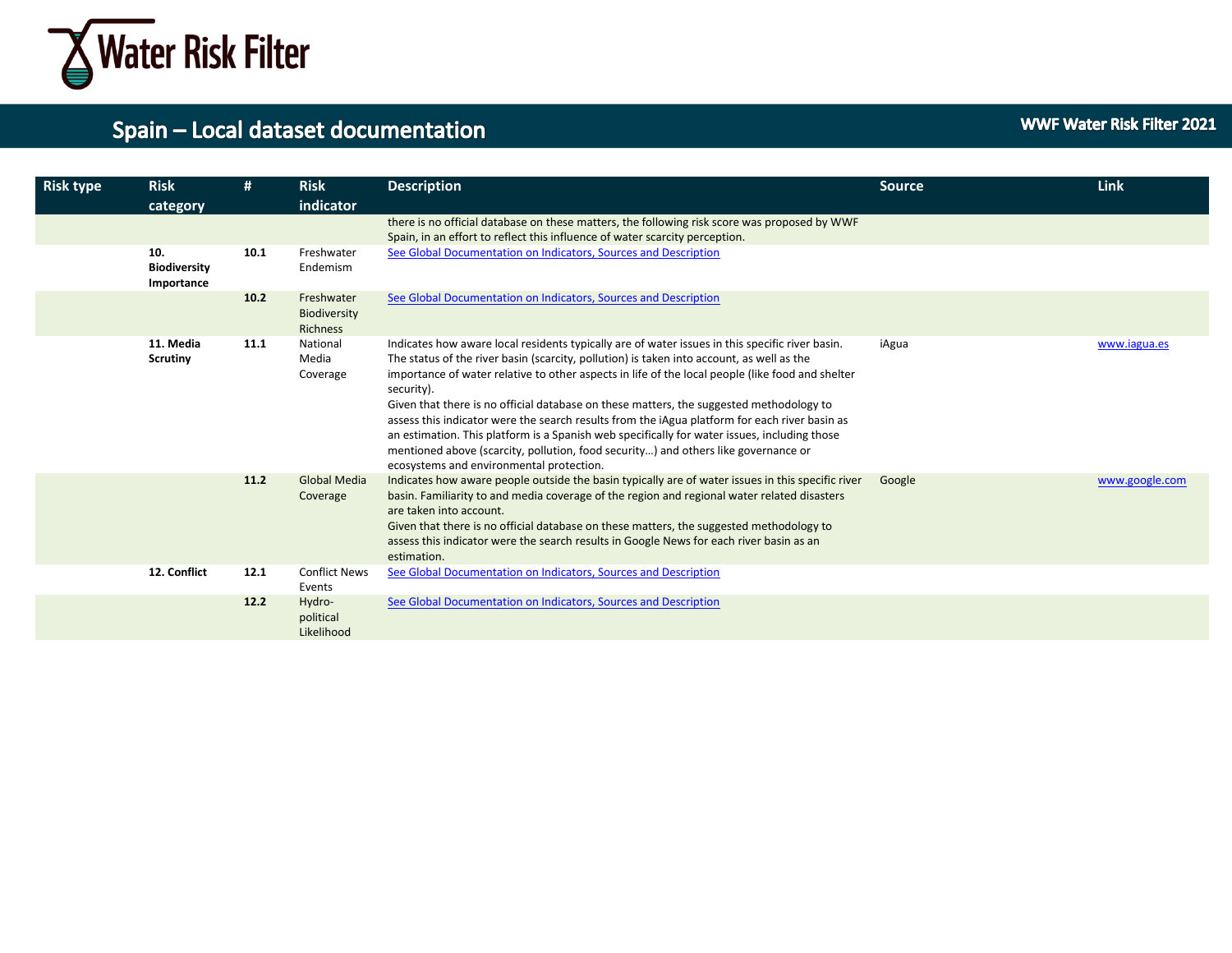# Spain – Local dataset documentation

WWF Water Risk Filter 2021

| Risk type | Risk category | # | Risk indicator | Description | Source | Link |
|---|---|---|---|---|---|---|
| | | | | there is no official database on these matters, the following risk score was proposed by WWF Spain, in an effort to reflect this influence of water scarcity perception. | | |
| | **10. Biodiversity Importance** | **10.1** | Freshwater Endemism | See Global Documentation on Indicators, Sources and Description | | |
| | | **10.2** | Freshwater Biodiversity Richness | See Global Documentation on Indicators, Sources and Description | | |
| | **11. Media Scrutiny** | **11.1** | National Media Coverage | Indicates how aware local residents typically are of water issues in this specific river basin. The status of the river basin (scarcity, pollution) is taken into account, as well as the importance of water relative to other aspects in life of the local people (like food and shelter security).<br>Given that there is no official database on these matters, the suggested methodology to assess this indicator were the search results from the iAgua platform for each river basin as an estimation. This platform is a Spanish web specifically for water issues, including those mentioned above (scarcity, pollution, food security…) and others like governance or ecosystems and environmental protection. | iAgua | www.iagua.es |
| | | **11.2** | Global Media Coverage | Indicates how aware people outside the basin typically are of water issues in this specific river basin. Familiarity to and media coverage of the region and regional water related disasters are taken into account.<br>Given that there is no official database on these matters, the suggested methodology to assess this indicator were the search results in Google News for each river basin as an estimation. | Google | www.google.com |
| | **12. Conflict** | **12.1** | Conflict News Events | See Global Documentation on Indicators, Sources and Description | | |
| | | **12.2** | Hydro-political Likelihood | See Global Documentation on Indicators, Sources and Description | | |